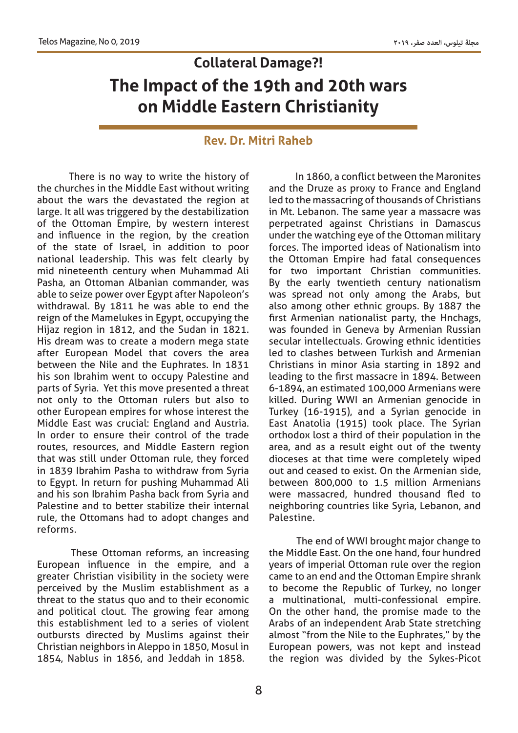# Collateral Damage?!

# The Impact of the 19th and 20th wars on Middle Eastern Christianity

**Rev. Dr. Mitri Raheb**

There is no way to write the history of the churches in the Middle East without writing about the wars the devastated the region at large. It all was triggered by the destabilization of the Ottoman Empire, by western interest and influence in the region, by the creation of the state of Israel, in addition to poor national leadership. This was felt clearly by mid nineteenth century when Muhammad Ali Pasha, an Ottoman Albanian commander, was able to seize power over Egypt after Napoleon's withdrawal. By 1811 he was able to end the reign of the Mamelukes in Egypt, occupying the Hijaz region in 1812, and the Sudan in 1821. His dream was to create a modern mega state after European Model that covers the area between the Nile and the Euphrates. In 1831 his son Ibrahim went to occupy Palestine and parts of Syria. Yet this move presented a threat not only to the Ottoman rulers but also to other European empires for whose interest the Middle East was crucial: England and Austria. In order to ensure their control of the trade routes, resources, and Middle Eastern region that was still under Ottoman rule, they forced in 1839 Ibrahim Pasha to withdraw from Syria to Egypt. In return for pushing Muhammad Ali and his son Ibrahim Pasha back from Syria and Palestine and to better stabilize their internal rule, the Ottomans had to adopt changes and reforms.

These Ottoman reforms, an increasing European influence in the empire, and a greater Christian visibility in the society were perceived by the Muslim establishment as a threat to the status quo and to their economic and political clout. The growing fear among this establishment led to a series of violent outbursts directed by Muslims against their Christian neighbors in Aleppo in 1850, Mosul in 1854, Nablus in 1856, and Jeddah in 1858.

In 1860, a conflict between the Maronites and the Druze as proxy to France and England led to the massacring of thousands of Christians in Mt. Lebanon. The same year a massacre was perpetrated against Christians in Damascus under the watching eye of the Ottoman military forces. The imported ideas of Nationalism into the Ottoman Empire had fatal consequences for two important Christian communities. By the early twentieth century nationalism was spread not only among the Arabs, but also among other ethnic groups. By 1887 the first Armenian nationalist party, the Hnchags, was founded in Geneva by Armenian Russian secular intellectuals. Growing ethnic identities led to clashes between Turkish and Armenian Christians in minor Asia starting in 1892 and leading to the first massacre in 1894. Between 6-1894, an estimated 100,000 Armenians were killed. During WWI an Armenian genocide in Turkey (16-1915), and a Syrian genocide in East Anatolia (1915) took place. The Syrian orthodox lost a third of their population in the area, and as a result eight out of the twenty dioceses at that time were completely wiped out and ceased to exist. On the Armenian side, between 800,000 to 1.5 million Armenians were massacred, hundred thousand fled to neighboring countries like Syria, Lebanon, and Palestine.

The end of WWI brought major change to the Middle East. On the one hand, four hundred years of imperial Ottoman rule over the region came to an end and the Ottoman Empire shrank to become the Republic of Turkey, no longer a multinational, multi-confessional empire. On the other hand, the promise made to the Arabs of an independent Arab State stretching almost "from the Nile to the Euphrates," by the European powers, was not kept and instead the region was divided by the Sykes-Picot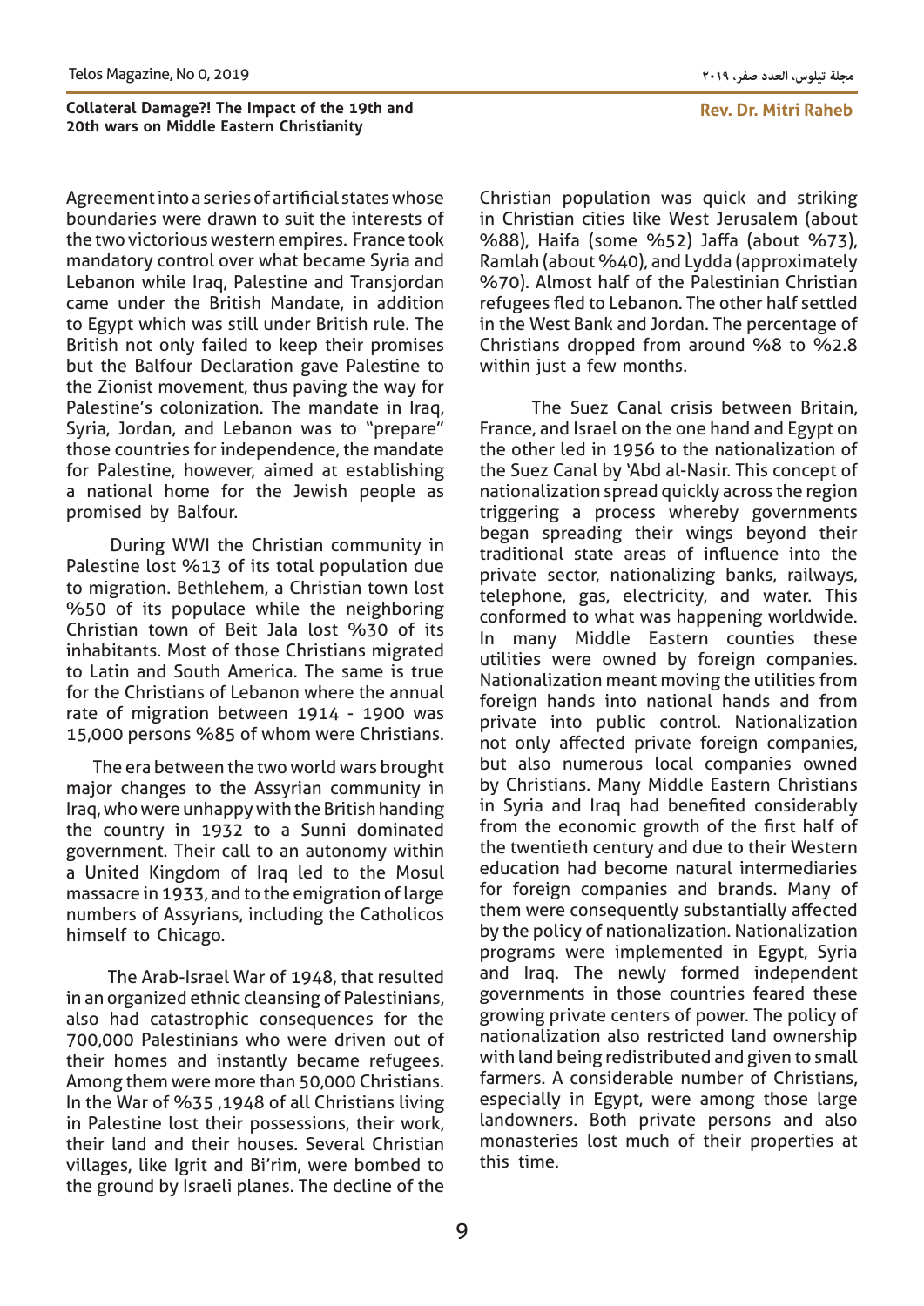Agreement into a series of artificial states whose boundaries were drawn to suit the interests of the two victorious western empires. France took mandatory control over what became Syria and Lebanon while Iraq, Palestine and Transjordan came under the British Mandate, in addition to Egypt which was still under British rule. The British not only failed to keep their promises but the Balfour Declaration gave Palestine to the Zionist movement, thus paving the way for Palestine's colonization. The mandate in Iraq, Syria, Jordan, and Lebanon was to "prepare" those countries for independence, the mandate for Palestine, however, aimed at establishing a national home for the Jewish people as promised by Balfour.

During WWI the Christian community in Palestine lost %13 of its total population due to migration. Bethlehem, a Christian town lost %50 of its populace while the neighboring Christian town of Beit Jala lost %30 of its inhabitants. Most of those Christians migrated to Latin and South America. The same is true for the Christians of Lebanon where the annual rate of migration between 1914 - 1900 was 15,000 persons %85 of whom were Christians.

The era between the two world wars brought major changes to the Assyrian community in Iraq, who were unhappy with the British handing the country in 1932 to a Sunni dominated government. Their call to an autonomy within a United Kingdom of Iraq led to the Mosul massacre in 1933, and to the emigration of large numbers of Assyrians, including the Catholicos himself to Chicago.

The Arab-Israel War of 1948, that resulted in an organized ethnic cleansing of Palestinians, also had catastrophic consequences for the 700,000 Palestinians who were driven out of their homes and instantly became refugees. Among them were more than 50,000 Christians. In the War of %35 ,1948 of all Christians living in Palestine lost their possessions, their work, their land and their houses. Several Christian villages, like Igrit and Bi'rim, were bombed to the ground by Israeli planes. The decline of the Christian population was quick and striking in Christian cities like West Jerusalem (about %88), Haifa (some %52) Jaffa (about %73), Ramlah (about %40), and Lydda (approximately %70). Almost half of the Palestinian Christian refugees fled to Lebanon. The other half settled in the West Bank and Jordan. The percentage of Christians dropped from around %8 to %2.8 within just a few months.

The Suez Canal crisis between Britain, France, and Israel on the one hand and Egypt on the other led in 1956 to the nationalization of the Suez Canal by 'Abd al-Nasir. This concept of nationalization spread quickly across the region triggering a process whereby governments began spreading their wings beyond their traditional state areas of influence into the private sector, nationalizing banks, railways, telephone, gas, electricity, and water. This conformed to what was happening worldwide. In many Middle Eastern counties these utilities were owned by foreign companies. Nationalization meant moving the utilities from foreign hands into national hands and from private into public control. Nationalization not only affected private foreign companies, but also numerous local companies owned by Christians. Many Middle Eastern Christians in Syria and Iraq had benefited considerably from the economic growth of the first half of the twentieth century and due to their Western education had become natural intermediaries for foreign companies and brands. Many of them were consequently substantially affected by the policy of nationalization. Nationalization programs were implemented in Egypt, Syria and Iraq. The newly formed independent governments in those countries feared these growing private centers of power. The policy of nationalization also restricted land ownership with land being redistributed and given to small farmers. A considerable number of Christians, especially in Egypt, were among those large landowners. Both private persons and also monasteries lost much of their properties at this time.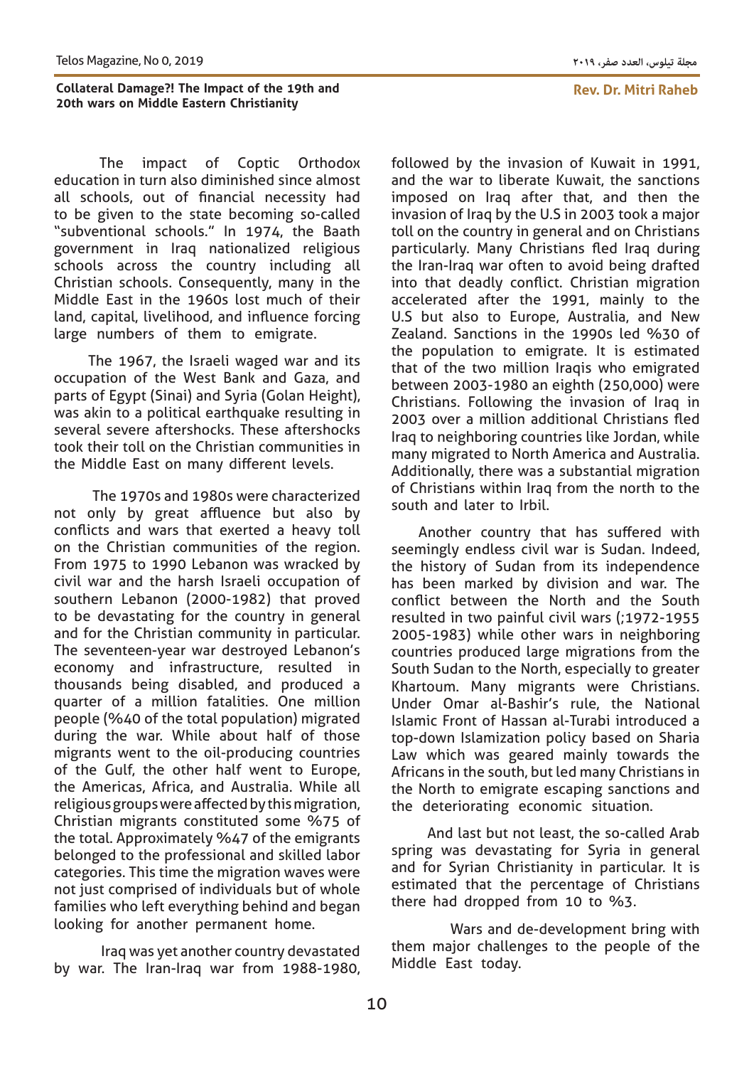The impact of Coptic Orthodox education in turn also diminished since almost all schools, out of financial necessity had to be given to the state becoming so-called "subventional schools." In 1974, the Baath government in Iraq nationalized religious schools across the country including all Christian schools. Consequently, many in the Middle East in the 1960s lost much of their land, capital, livelihood, and influence forcing large numbers of them to emigrate.

The 1967, the Israeli waged war and its occupation of the West Bank and Gaza, and parts of Egypt (Sinai) and Syria (Golan Height), was akin to a political earthquake resulting in several severe aftershocks. These aftershocks took their toll on the Christian communities in the Middle East on many different levels.

The 1970s and 1980s were characterized not only by great affluence but also by conflicts and wars that exerted a heavy toll on the Christian communities of the region. From 1975 to 1990 Lebanon was wracked by civil war and the harsh Israeli occupation of southern Lebanon (2000-1982) that proved to be devastating for the country in general and for the Christian community in particular. The seventeen-year war destroyed Lebanon's economy and infrastructure, resulted in thousands being disabled, and produced a quarter of a million fatalities. One million people (%40 of the total population) migrated during the war. While about half of those migrants went to the oil-producing countries of the Gulf, the other half went to Europe, the Americas, Africa, and Australia. While all religious groups were affected by this migration, Christian migrants constituted some %75 of the total. Approximately %47 of the emigrants belonged to the professional and skilled labor categories. This time the migration waves were not just comprised of individuals but of whole families who left everything behind and began looking for another permanent home.

Iraq was yet another country devastated by war. The Iran-Iraq war from 1988-1980, followed by the invasion of Kuwait in 1991, and the war to liberate Kuwait, the sanctions imposed on Iraq after that, and then the invasion of Iraq by the U.S in 2003 took a major toll on the country in general and on Christians particularly. Many Christians fled Iraq during the Iran-Iraq war often to avoid being drafted into that deadly conflict. Christian migration accelerated after the 1991, mainly to the U.S but also to Europe, Australia, and New Zealand. Sanctions in the 1990s led %30 of the population to emigrate. It is estimated that of the two million Iraqis who emigrated between 2003-1980 an eighth (250,000) were Christians. Following the invasion of Iraq in 2003 over a million additional Christians fled Iraq to neighboring countries like Jordan, while many migrated to North America and Australia. Additionally, there was a substantial migration of Christians within Iraq from the north to the south and later to Irbil.

Another country that has suffered with seemingly endless civil war is Sudan. Indeed, the history of Sudan from its independence has been marked by division and war. The conflict between the North and the South resulted in two painful civil wars (;1972-1955 2005-1983) while other wars in neighboring countries produced large migrations from the South Sudan to the North, especially to greater Khartoum. Many migrants were Christians. Under Omar al-Bashir's rule, the National Islamic Front of Hassan al-Turabi introduced a top-down Islamization policy based on Sharia Law which was geared mainly towards the Africans in the south, but led many Christians in the North to emigrate escaping sanctions and the deteriorating economic situation.

And last but not least, the so-called Arab spring was devastating for Syria in general and for Syrian Christianity in particular. It is estimated that the percentage of Christians there had dropped from 10 to %3.

Wars and de-development bring with them major challenges to the people of the Middle East today.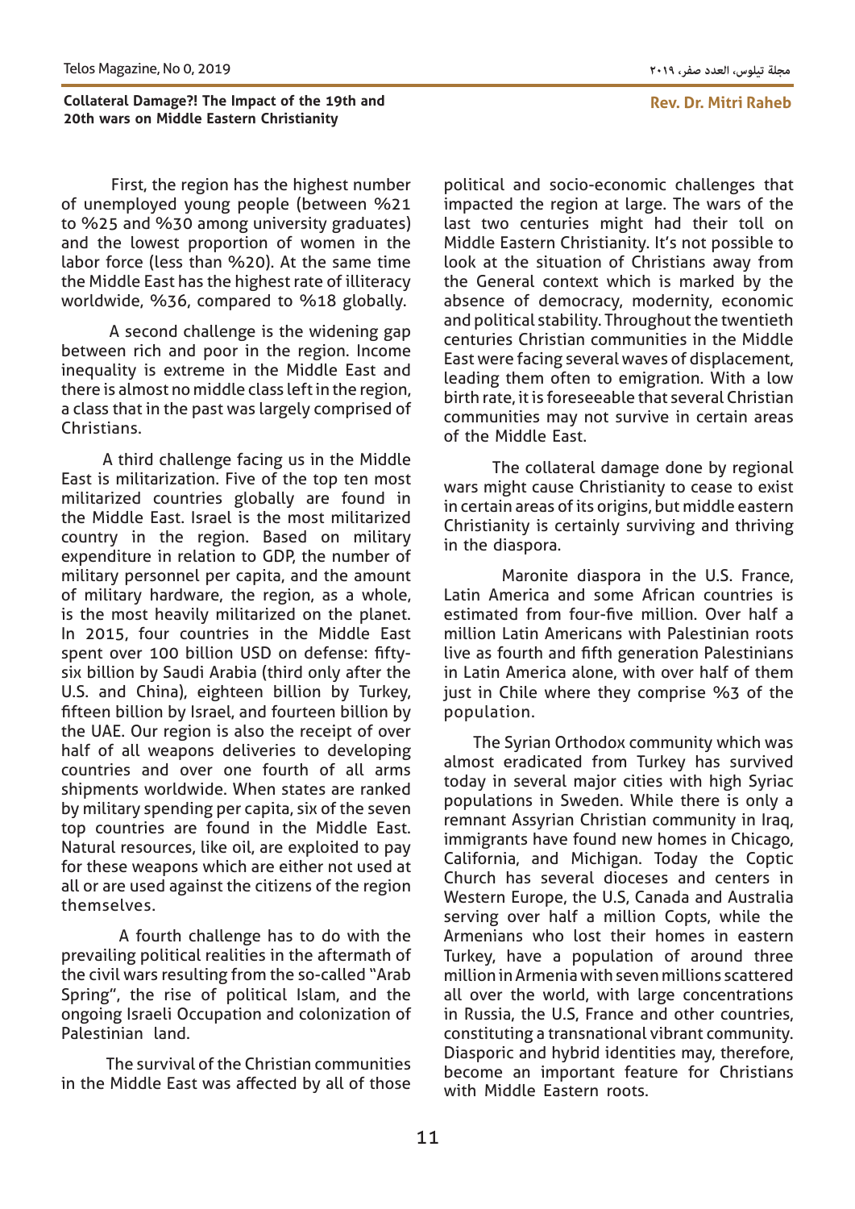First, the region has the highest number of unemployed young people (between %21 to %25 and %30 among university graduates) and the lowest proportion of women in the labor force (less than %20). At the same time the Middle East has the highest rate of illiteracy worldwide, %36, compared to %18 globally.

A second challenge is the widening gap between rich and poor in the region. Income inequality is extreme in the Middle East and there is almost no middle class left in the region, a class that in the past was largely comprised of Christians.

A third challenge facing us in the Middle East is militarization. Five of the top ten most militarized countries globally are found in the Middle East. Israel is the most militarized country in the region. Based on military expenditure in relation to GDP, the number of military personnel per capita, and the amount of military hardware, the region, as a whole, is the most heavily militarized on the planet. In 2015, four countries in the Middle East spent over 100 billion USD on defense: fifty-six billion by Saudi Arabia (third only after the U.S. and China), eighteen billion by Turkey, fifteen billion by Israel, and fourteen billion by the UAE. Our region is also the receipt of over half of all weapons deliveries to developing countries and over one fourth of all arms shipments worldwide. When states are ranked by military spending per capita, six of the seven top countries are found in the Middle East. Natural resources, like oil, are exploited to pay for these weapons which are either not used at all or are used against the citizens of the region themselves.

A fourth challenge has to do with the prevailing political realities in the aftermath of the civil wars resulting from the so-called "Arab Spring", the rise of political Islam, and the ongoing Israeli Occupation and colonization of Palestinian land.

The survival of the Christian communities in the Middle East was affected by all of those political and socio-economic challenges that impacted the region at large. The wars of the last two centuries might had their toll on Middle Eastern Christianity. It's not possible to look at the situation of Christians away from the General context which is marked by the absence of democracy, modernity, economic and political stability. Throughout the twentieth centuries Christian communities in the Middle East were facing several waves of displacement, leading them often to emigration. With a low birth rate, it is foreseeable that several Christian communities may not survive in certain areas of the Middle East.

The collateral damage done by regional wars might cause Christianity to cease to exist in certain areas of its origins, but middle eastern Christianity is certainly surviving and thriving in the diaspora.

Maronite diaspora in the U.S. France, Latin America and some African countries is estimated from four-five million. Over half a million Latin Americans with Palestinian roots live as fourth and fifth generation Palestinians in Latin America alone, with over half of them just in Chile where they comprise %3 of the population.

The Syrian Orthodox community which was almost eradicated from Turkey has survived today in several major cities with high Syriac populations in Sweden. While there is only a remnant Assyrian Christian community in Iraq, immigrants have found new homes in Chicago, California, and Michigan. Today the Coptic Church has several dioceses and centers in Western Europe, the U.S, Canada and Australia serving over half a million Copts, while the Armenians who lost their homes in eastern Turkey, have a population of around three million in Armenia with seven millions scattered all over the world, with large concentrations in Russia, the U.S, France and other countries, constituting a transnational vibrant community. Diasporic and hybrid identities may, therefore, become an important feature for Christians with Middle Eastern roots.